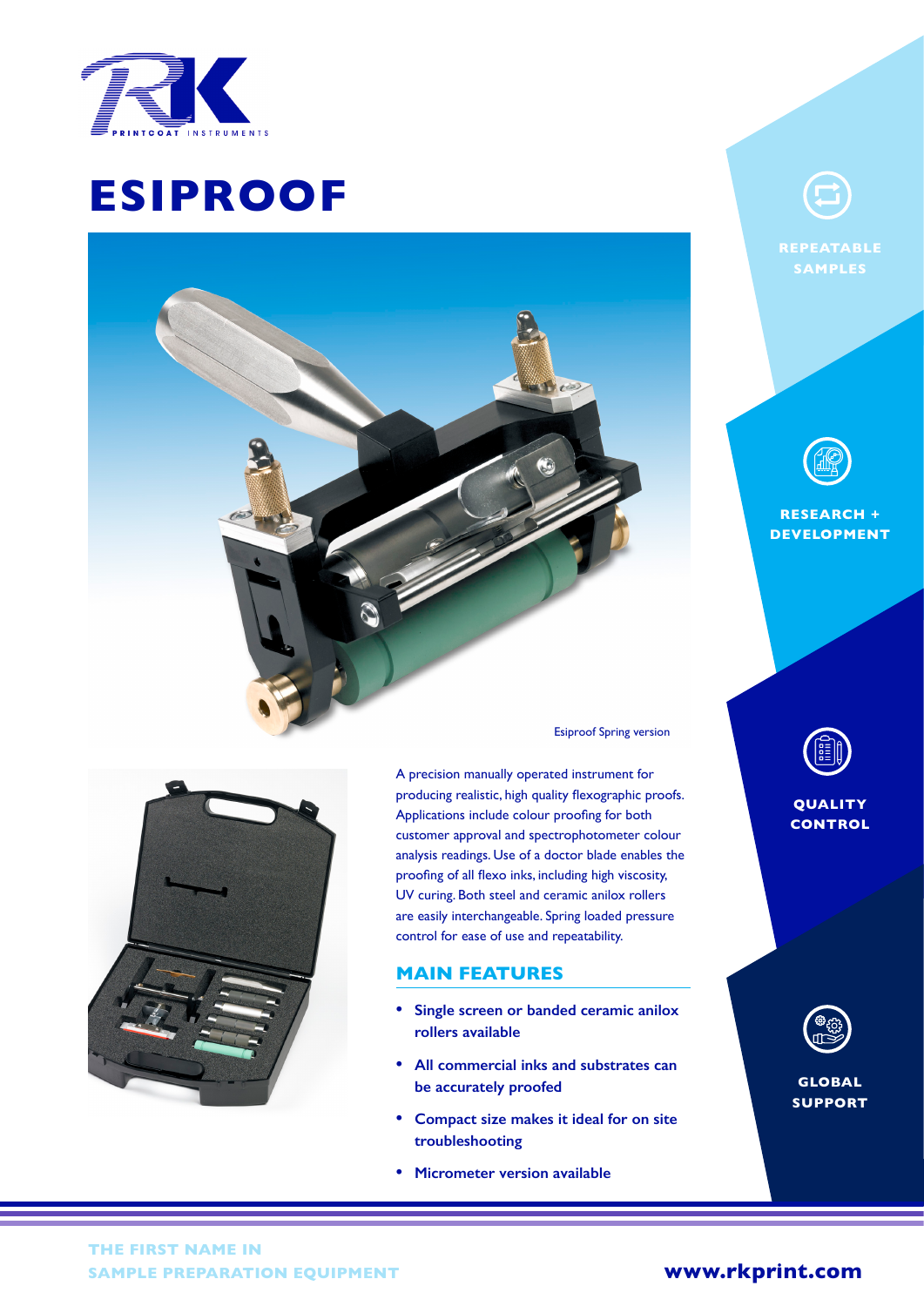# ESIPROOF

Esiproof Spring version

A precision manually operated instrument for producing realistic, high quality flexographic proofs. Applications include colour proofing for both customer approval and spectrophotometer colour analysis readings. Use of a doctor blade enables the proofing of all flexo inks, including high viscosity, UV curing. Both steel and ceramic anilox rollers are easily interchangeable. Spring loaded pressure control for ease of use and repeatability.

## MAIN FEATURES

- **Single screen or banded ceramic anilox rollers available**
- **All commercial inks and substrates can be accurately proofed**
- **Compact size makes it ideal for on site troubleshooting**
- **Micrometer version available**

REPEATABLE SAMPLES

RESEARCH + DEVELOPMENT

QUALITY CONTROL

GLOBAL SUPPORT

THE FIRST NAME IN SAMPLE PREPARATION EQUIPMENT

www.rkprint.com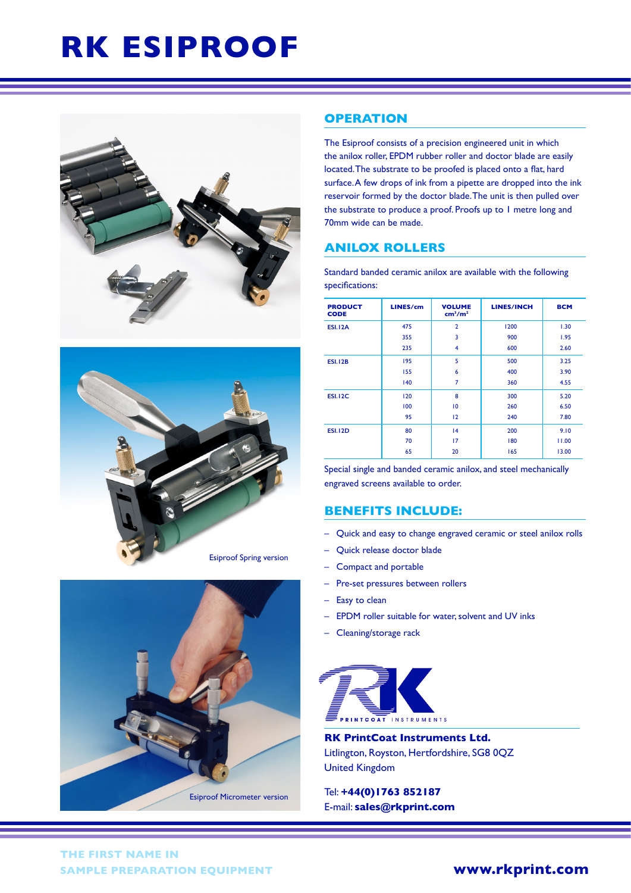# RK ESIPROOF

Esiproof Spring version

Esiproof Micrometer version

## OPERATION

The Esiproof consists of a precision engineered unit in which the anilox roller, EPDM rubber roller and doctor blade are easily located. The substrate to be proofed is placed onto a flat, hard surface. A few drops of ink from a pipette are dropped into the ink reservoir formed by the doctor blade. The unit is then pulled over the substrate to produce a proof. Proofs up to 1 metre long and 70mm wide can be made.

## ANILOX ROLLERS

Standard banded ceramic anilox are available with the following specifications:

| PRODUCT CODE | LINES/cm | VOLUME $cm^3/m^2$ | LINES/INCH | BCM |
|---|---|---|---|---|
| ESI.12A | 475 | 2 | 1200 | 1.30 |
| | 355 | 3 | 900 | 1.95 |
| | 235 | 4 | 600 | 2.60 |
| ESI.12B | 195 | 5 | 500 | 3.25 |
| | 155 | 6 | 400 | 3.90 |
| | 140 | 7 | 360 | 4.55 |
| ESI.12C | 120 | 8 | 300 | 5.20 |
| | 100 | 10 | 260 | 6.50 |
| | 95 | 12 | 240 | 7.80 |
| ESI.12D | 80 | 14 | 200 | 9.10 |
| | 70 | 17 | 180 | 11.00 |
| | 65 | 20 | 165 | 13.00 |

Special single and banded ceramic anilox, and steel mechanically engraved screens available to order.

## BENEFITS INCLUDE:

- Quick and easy to change engraved ceramic or steel anilox rolls
- Quick release doctor blade
- Compact and portable
- Pre-set pressures between rollers
- Easy to clean
- EPDM roller suitable for water, solvent and UV inks
- Cleaning/storage rack

RK PRINTCOAT INSTRUMENTS

**RK PrintCoat Instruments Ltd.**
Litlington, Royston, Hertfordshire, SG8 0QZ
United Kingdom

Tel: **+44(0)1763 852187**
E-mail: **sales@rkprint.com**

THE FIRST NAME IN SAMPLE PREPARATION EQUIPMENT

**www.rkprint.com**